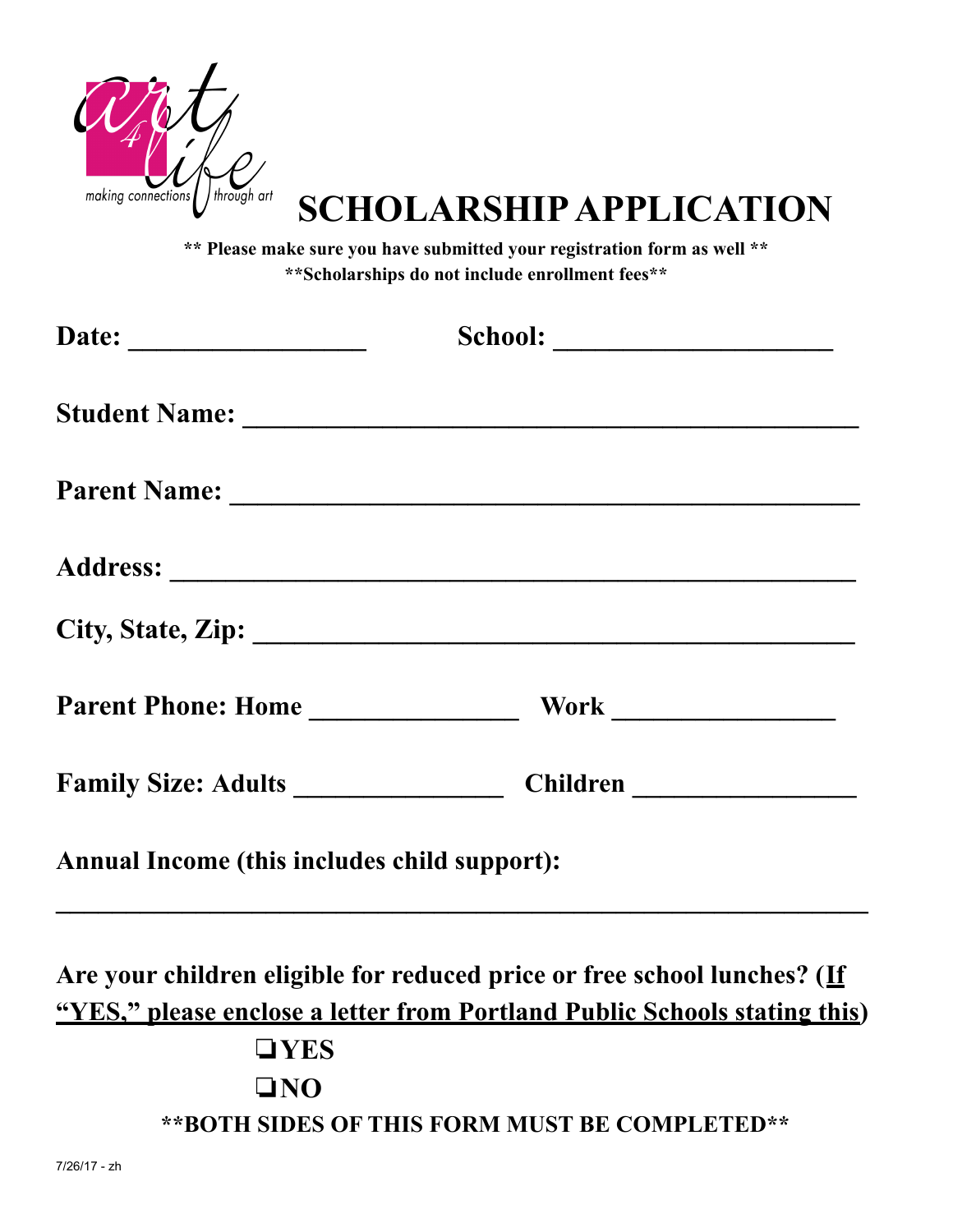art 4 life
making connections through art

# SCHOLARSHIP APPLICATION

**\*\* Please make sure you have submitted your registration form as well \*\***

**\*\*Scholarships do not include enrollment fees\*\***

**Date:** _________________ **School:** ____________________

**Student Name:** ____________________________________________

**Parent Name:** _____________________________________________

**Address:** ________________________________________________

**City, State, Zip:** __________________________________________

**Parent Phone: Home** _______________ **Work** ________________

**Family Size: Adults** _______________ **Children** ________________

**Annual Income (this includes child support):**

___________________________________________________________

**Are your children eligible for reduced price or free school lunches? (<u>If "YES," please enclose a letter from Portland Public Schools stating this</u>)**

- ❑ **YES**
- ❑ **NO**

**\*\*BOTH SIDES OF THIS FORM MUST BE COMPLETED\*\***

7/26/17 - zh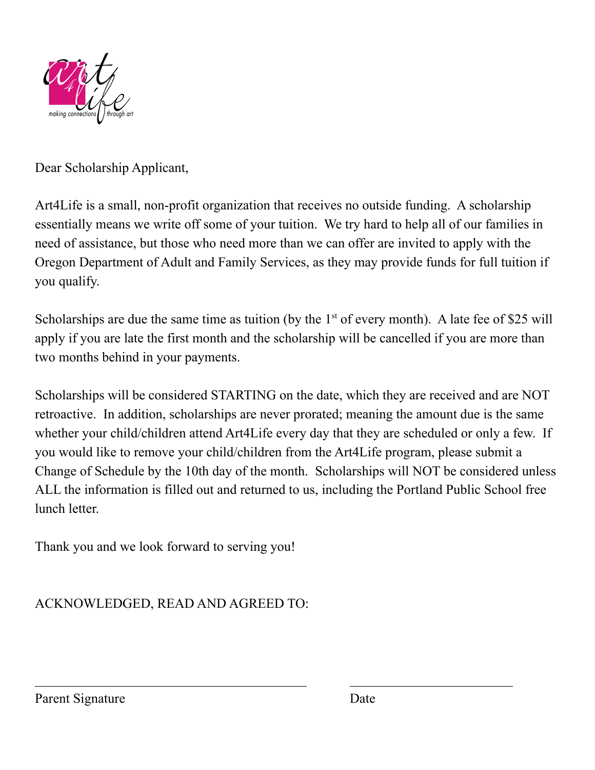Dear Scholarship Applicant,

Art4Life is a small, non-profit organization that receives no outside funding. A scholarship essentially means we write off some of your tuition. We try hard to help all of our families in need of assistance, but those who need more than we can offer are invited to apply with the Oregon Department of Adult and Family Services, as they may provide funds for full tuition if you qualify.

Scholarships are due the same time as tuition (by the 1st of every month). A late fee of $25 will apply if you are late the first month and the scholarship will be cancelled if you are more than two months behind in your payments.

Scholarships will be considered STARTING on the date, which they are received and are NOT retroactive. In addition, scholarships are never prorated; meaning the amount due is the same whether your child/children attend Art4Life every day that they are scheduled or only a few. If you would like to remove your child/children from the Art4Life program, please submit a Change of Schedule by the 10th day of the month. Scholarships will NOT be considered unless ALL the information is filled out and returned to us, including the Portland Public School free lunch letter.

Thank you and we look forward to serving you!

ACKNOWLEDGED, READ AND AGREED TO:

\_\_\_\_\_\_\_\_\_\_\_\_\_\_\_\_\_\_\_\_\_\_\_\_\_\_\_\_\_\_\_\_\_\_\_\_\_\_\_\_ \_\_\_\_\_\_\_\_\_\_\_\_\_\_\_\_\_\_\_\_\_\_\_\_\_

Parent Signature Date